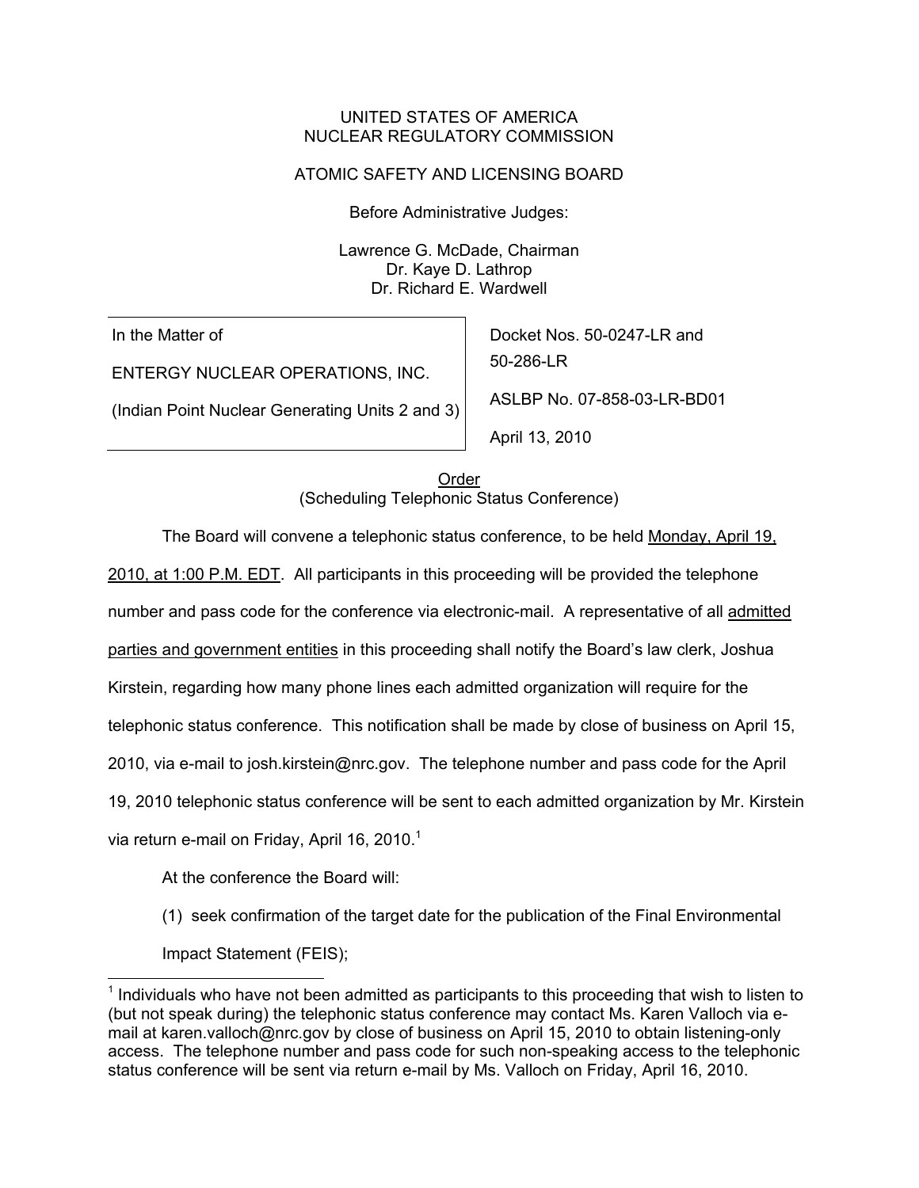UNITED STATES OF AMERICA
NUCLEAR REGULATORY COMMISSION

ATOMIC SAFETY AND LICENSING BOARD

Before Administrative Judges:

Lawrence G. McDade, Chairman
Dr. Kaye D. Lathrop
Dr. Richard E. Wardwell

| In the Matter of<br><br>ENTERGY NUCLEAR OPERATIONS, INC.<br><br>(Indian Point Nuclear Generating Units 2 and 3) | Docket Nos. 50-0247-LR and 50-286-LR<br><br>ASLBP No. 07-858-03-LR-BD01<br><br>April 13, 2010 |
|---|---|

Order
(Scheduling Telephonic Status Conference)

The Board will convene a telephonic status conference, to be held Monday, April 19, 2010, at 1:00 P.M. EDT. All participants in this proceeding will be provided the telephone number and pass code for the conference via electronic-mail. A representative of all admitted parties and government entities in this proceeding shall notify the Board's law clerk, Joshua Kirstein, regarding how many phone lines each admitted organization will require for the telephonic status conference. This notification shall be made by close of business on April 15, 2010, via e-mail to josh.kirstein@nrc.gov. The telephone number and pass code for the April 19, 2010 telephonic status conference will be sent to each admitted organization by Mr. Kirstein via return e-mail on Friday, April 16, 2010.[1]

At the conference the Board will:

(1) seek confirmation of the target date for the publication of the Final Environmental Impact Statement (FEIS);

[1] Individuals who have not been admitted as participants to this proceeding that wish to listen to (but not speak during) the telephonic status conference may contact Ms. Karen Valloch via e-mail at karen.valloch@nrc.gov by close of business on April 15, 2010 to obtain listening-only access. The telephone number and pass code for such non-speaking access to the telephonic status conference will be sent via return e-mail by Ms. Valloch on Friday, April 16, 2010.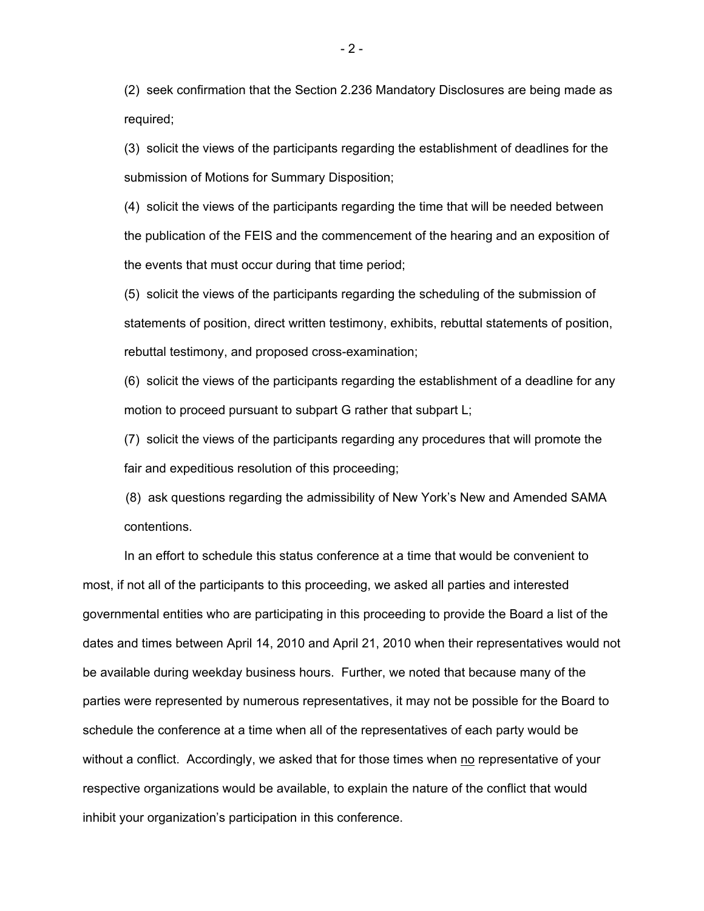(2) seek confirmation that the Section 2.236 Mandatory Disclosures are being made as required;

(3) solicit the views of the participants regarding the establishment of deadlines for the submission of Motions for Summary Disposition;

(4) solicit the views of the participants regarding the time that will be needed between the publication of the FEIS and the commencement of the hearing and an exposition of the events that must occur during that time period;

(5) solicit the views of the participants regarding the scheduling of the submission of statements of position, direct written testimony, exhibits, rebuttal statements of position, rebuttal testimony, and proposed cross-examination;

(6) solicit the views of the participants regarding the establishment of a deadline for any motion to proceed pursuant to subpart G rather that subpart L;

(7) solicit the views of the participants regarding any procedures that will promote the fair and expeditious resolution of this proceeding;

(8) ask questions regarding the admissibility of New York's New and Amended SAMA contentions.

In an effort to schedule this status conference at a time that would be convenient to most, if not all of the participants to this proceeding, we asked all parties and interested governmental entities who are participating in this proceeding to provide the Board a list of the dates and times between April 14, 2010 and April 21, 2010 when their representatives would not be available during weekday business hours. Further, we noted that because many of the parties were represented by numerous representatives, it may not be possible for the Board to schedule the conference at a time when all of the representatives of each party would be without a conflict. Accordingly, we asked that for those times when no representative of your respective organizations would be available, to explain the nature of the conflict that would inhibit your organization's participation in this conference.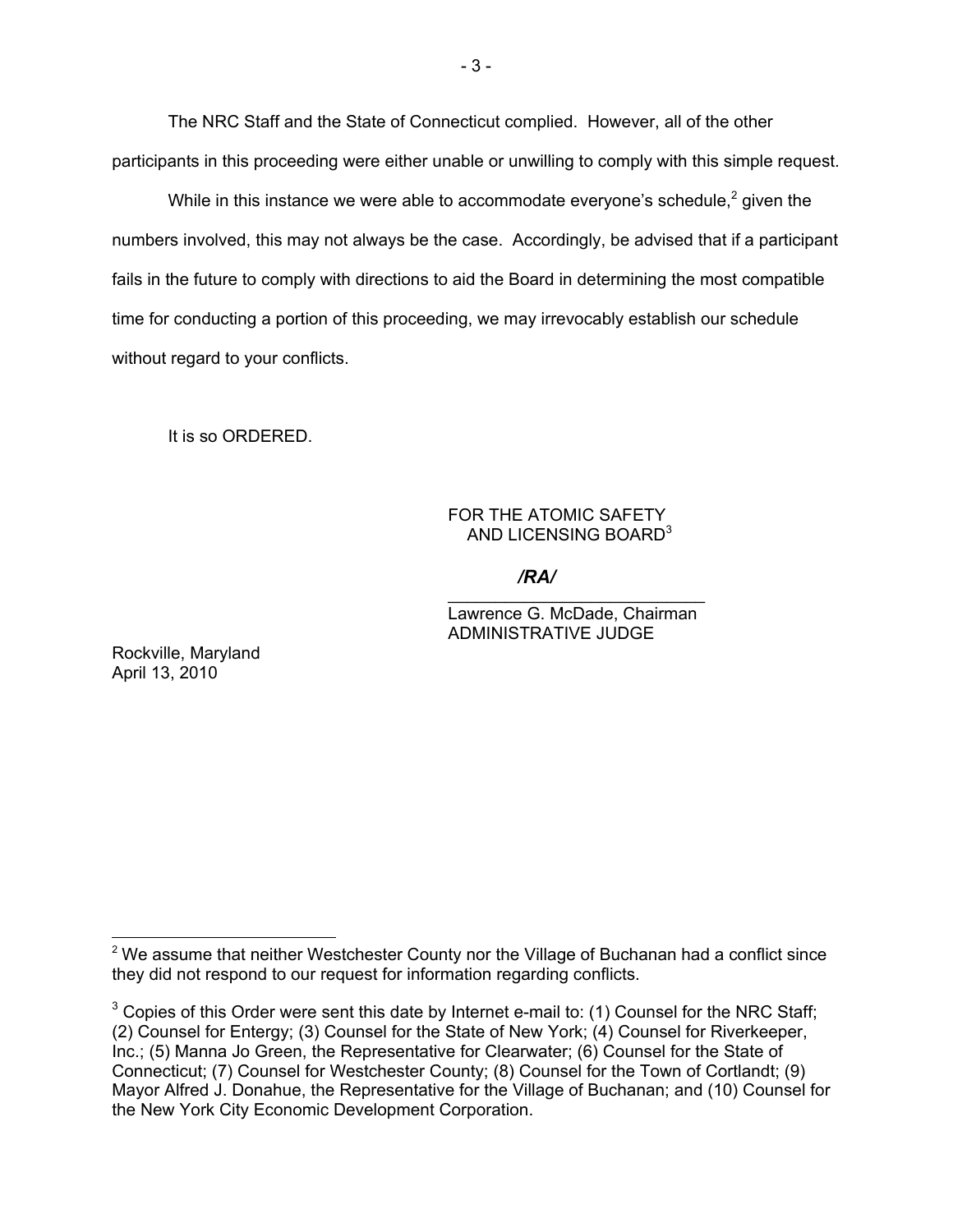The NRC Staff and the State of Connecticut complied. However, all of the other participants in this proceeding were either unable or unwilling to comply with this simple request.

While in this instance we were able to accommodate everyone's schedule,[2] given the numbers involved, this may not always be the case. Accordingly, be advised that if a participant fails in the future to comply with directions to aid the Board in determining the most compatible time for conducting a portion of this proceeding, we may irrevocably establish our schedule without regard to your conflicts.

It is so ORDERED.

FOR THE ATOMIC SAFETY
AND LICENSING BOARD[3]

*/RA/*

\_\_\_\_\_\_\_\_\_\_\_\_\_\_\_\_\_\_\_\_\_\_\_\_\_\_\_\_
Lawrence G. McDade, Chairman
ADMINISTRATIVE JUDGE

Rockville, Maryland
April 13, 2010

---

[2] We assume that neither Westchester County nor the Village of Buchanan had a conflict since they did not respond to our request for information regarding conflicts.

[3] Copies of this Order were sent this date by Internet e-mail to: (1) Counsel for the NRC Staff; (2) Counsel for Entergy; (3) Counsel for the State of New York; (4) Counsel for Riverkeeper, Inc.; (5) Manna Jo Green, the Representative for Clearwater; (6) Counsel for the State of Connecticut; (7) Counsel for Westchester County; (8) Counsel for the Town of Cortlandt; (9) Mayor Alfred J. Donahue, the Representative for the Village of Buchanan; and (10) Counsel for the New York City Economic Development Corporation.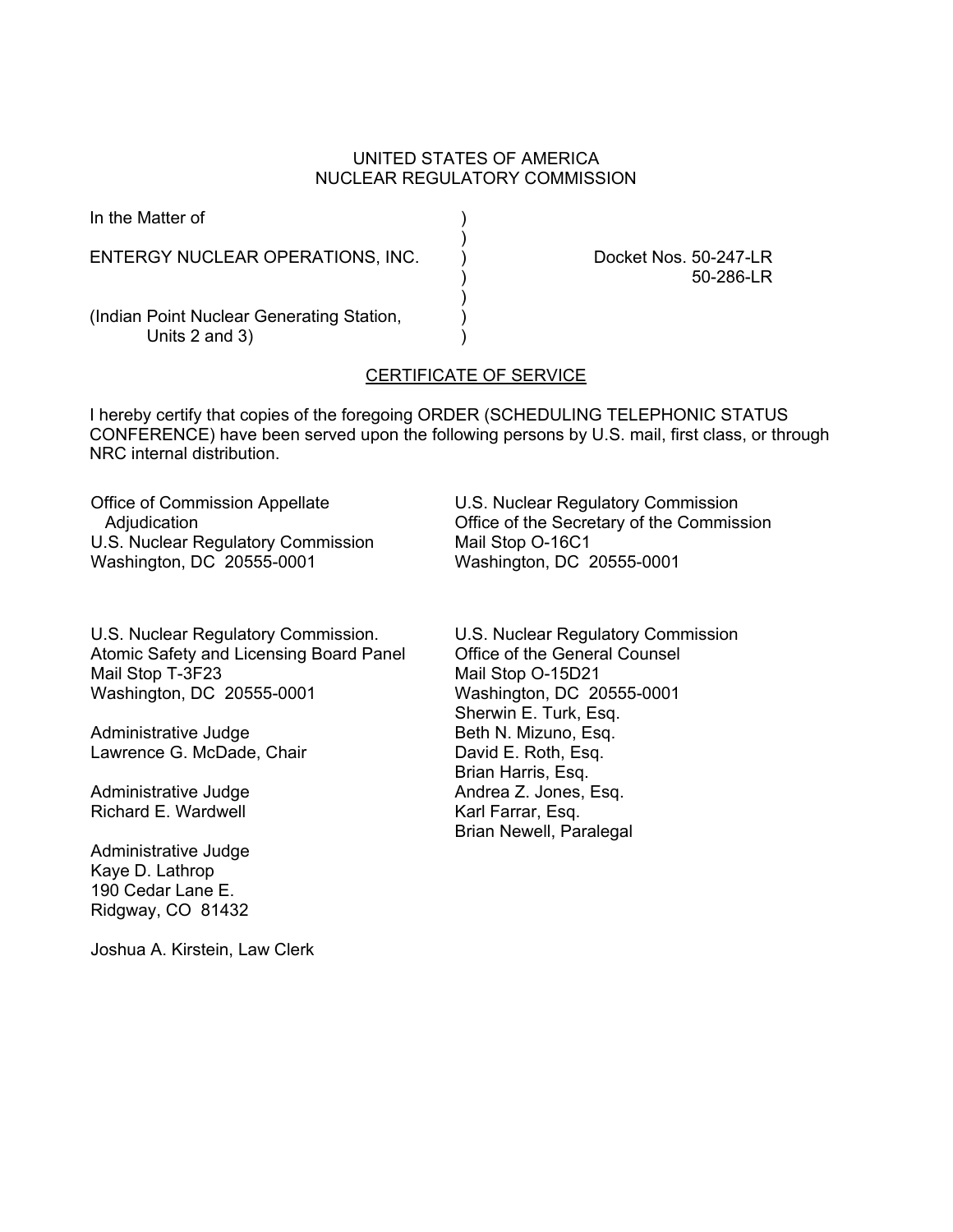UNITED STATES OF AMERICA
NUCLEAR REGULATORY COMMISSION

In the Matter of

ENTERGY NUCLEAR OPERATIONS, INC.

(Indian Point Nuclear Generating Station, Units 2 and 3)

Docket Nos. 50-247-LR
50-286-LR

## CERTIFICATE OF SERVICE

I hereby certify that copies of the foregoing ORDER (SCHEDULING TELEPHONIC STATUS CONFERENCE) have been served upon the following persons by U.S. mail, first class, or through NRC internal distribution.

Office of Commission Appellate Adjudication
U.S. Nuclear Regulatory Commission
Washington, DC 20555-0001

U.S. Nuclear Regulatory Commission
Office of the Secretary of the Commission
Mail Stop O-16C1
Washington, DC 20555-0001

U.S. Nuclear Regulatory Commission.
Atomic Safety and Licensing Board Panel
Mail Stop T-3F23
Washington, DC 20555-0001

Administrative Judge
Lawrence G. McDade, Chair

Administrative Judge
Richard E. Wardwell

Administrative Judge
Kaye D. Lathrop
190 Cedar Lane E.
Ridgway, CO 81432

Joshua A. Kirstein, Law Clerk

U.S. Nuclear Regulatory Commission
Office of the General Counsel
Mail Stop O-15D21
Washington, DC 20555-0001
Sherwin E. Turk, Esq.
Beth N. Mizuno, Esq.
David E. Roth, Esq.
Brian Harris, Esq.
Andrea Z. Jones, Esq.
Karl Farrar, Esq.
Brian Newell, Paralegal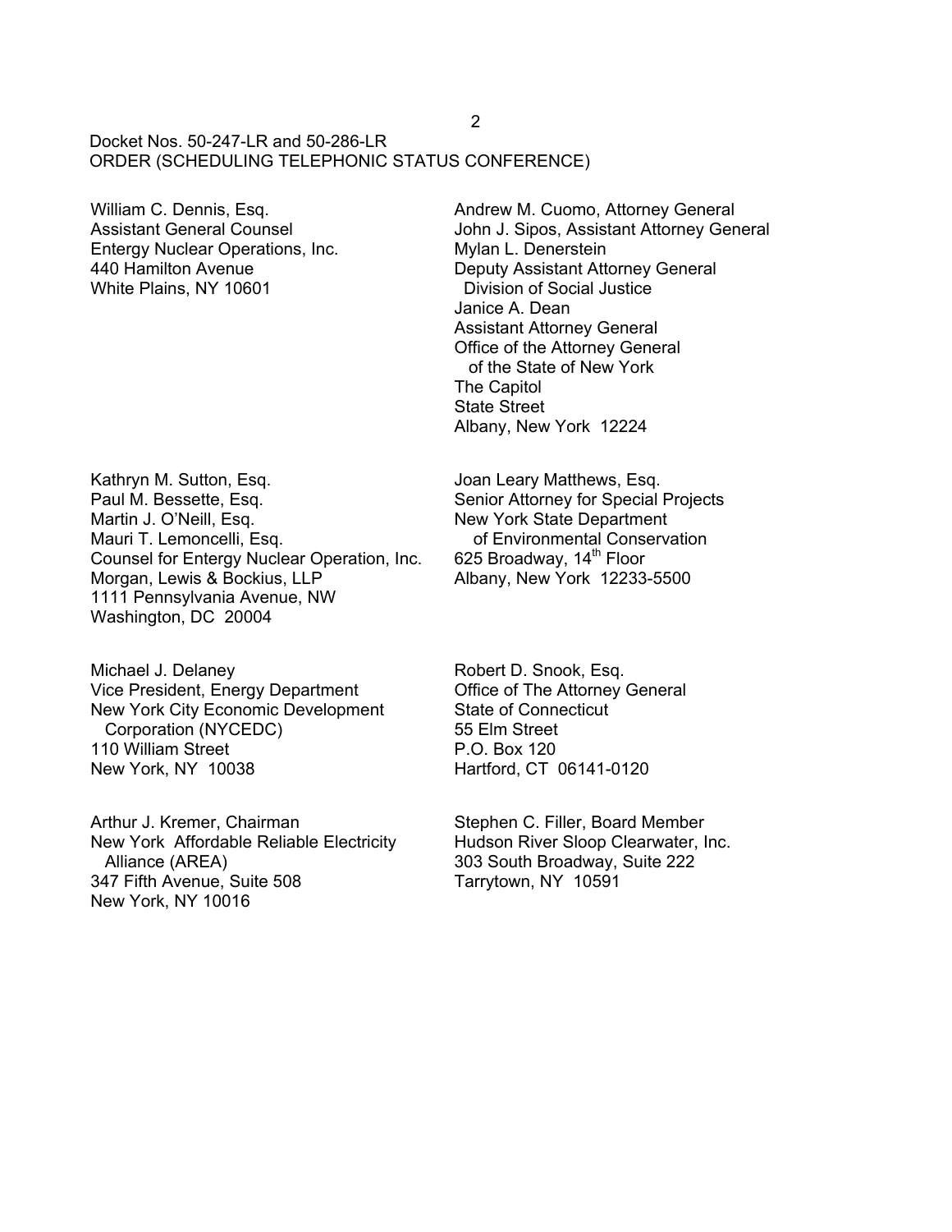Docket Nos. 50-247-LR and 50-286-LR
ORDER (SCHEDULING TELEPHONIC STATUS CONFERENCE)

William C. Dennis, Esq.
Assistant General Counsel
Entergy Nuclear Operations, Inc.
440 Hamilton Avenue
White Plains, NY 10601

Andrew M. Cuomo, Attorney General
John J. Sipos, Assistant Attorney General
Mylan L. Denerstein
Deputy Assistant Attorney General
Division of Social Justice
Janice A. Dean
Assistant Attorney General
Office of the Attorney General
of the State of New York
The Capitol
State Street
Albany, New York 12224

Kathryn M. Sutton, Esq.
Paul M. Bessette, Esq.
Martin J. O'Neill, Esq.
Mauri T. Lemoncelli, Esq.
Counsel for Entergy Nuclear Operation, Inc.
Morgan, Lewis & Bockius, LLP
1111 Pennsylvania Avenue, NW
Washington, DC 20004

Joan Leary Matthews, Esq.
Senior Attorney for Special Projects
New York State Department
of Environmental Conservation
625 Broadway, 14th Floor
Albany, New York 12233-5500

Michael J. Delaney
Vice President, Energy Department
New York City Economic Development
Corporation (NYCEDC)
110 William Street
New York, NY 10038

Robert D. Snook, Esq.
Office of The Attorney General
State of Connecticut
55 Elm Street
P.O. Box 120
Hartford, CT 06141-0120

Arthur J. Kremer, Chairman
New York Affordable Reliable Electricity
Alliance (AREA)
347 Fifth Avenue, Suite 508
New York, NY 10016

Stephen C. Filler, Board Member
Hudson River Sloop Clearwater, Inc.
303 South Broadway, Suite 222
Tarrytown, NY 10591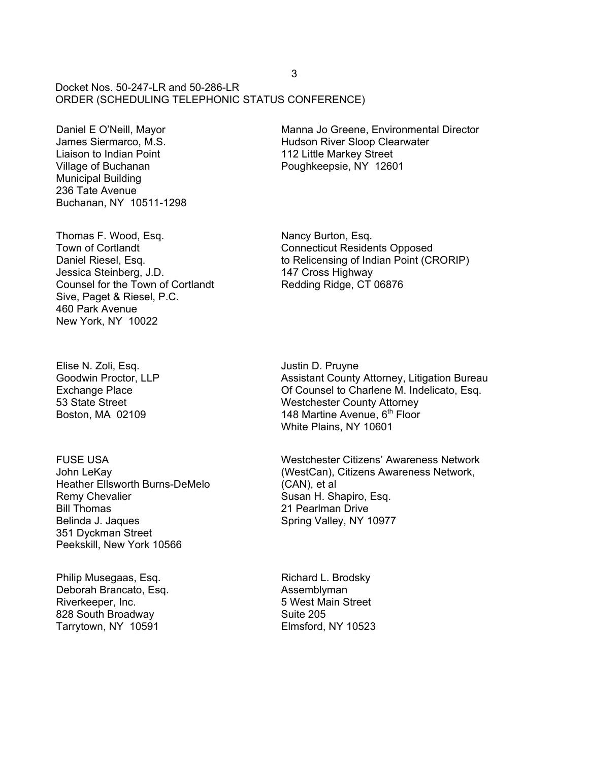Docket Nos. 50-247-LR and 50-286-LR
ORDER (SCHEDULING TELEPHONIC STATUS CONFERENCE)

Daniel E O'Neill, Mayor
James Siermarco, M.S.
Liaison to Indian Point
Village of Buchanan
Municipal Building
236 Tate Avenue
Buchanan, NY 10511-1298

Manna Jo Greene, Environmental Director
Hudson River Sloop Clearwater
112 Little Markey Street
Poughkeepsie, NY 12601

Thomas F. Wood, Esq.
Town of Cortlandt
Daniel Riesel, Esq.
Jessica Steinberg, J.D.
Counsel for the Town of Cortlandt
Sive, Paget & Riesel, P.C.
460 Park Avenue
New York, NY 10022

Nancy Burton, Esq.
Connecticut Residents Opposed
to Relicensing of Indian Point (CRORIP)
147 Cross Highway
Redding Ridge, CT 06876

Elise N. Zoli, Esq.
Goodwin Proctor, LLP
Exchange Place
53 State Street
Boston, MA 02109

Justin D. Pruyne
Assistant County Attorney, Litigation Bureau
Of Counsel to Charlene M. Indelicato, Esq.
Westchester County Attorney
148 Martine Avenue, 6th Floor
White Plains, NY 10601

FUSE USA
John LeKay
Heather Ellsworth Burns-DeMelo
Remy Chevalier
Bill Thomas
Belinda J. Jaques
351 Dyckman Street
Peekskill, New York 10566

Westchester Citizens' Awareness Network
(WestCan), Citizens Awareness Network,
(CAN), et al
Susan H. Shapiro, Esq.
21 Pearlman Drive
Spring Valley, NY 10977

Philip Musegaas, Esq.
Deborah Brancato, Esq.
Riverkeeper, Inc.
828 South Broadway
Tarrytown, NY 10591

Richard L. Brodsky
Assemblyman
5 West Main Street
Suite 205
Elmsford, NY 10523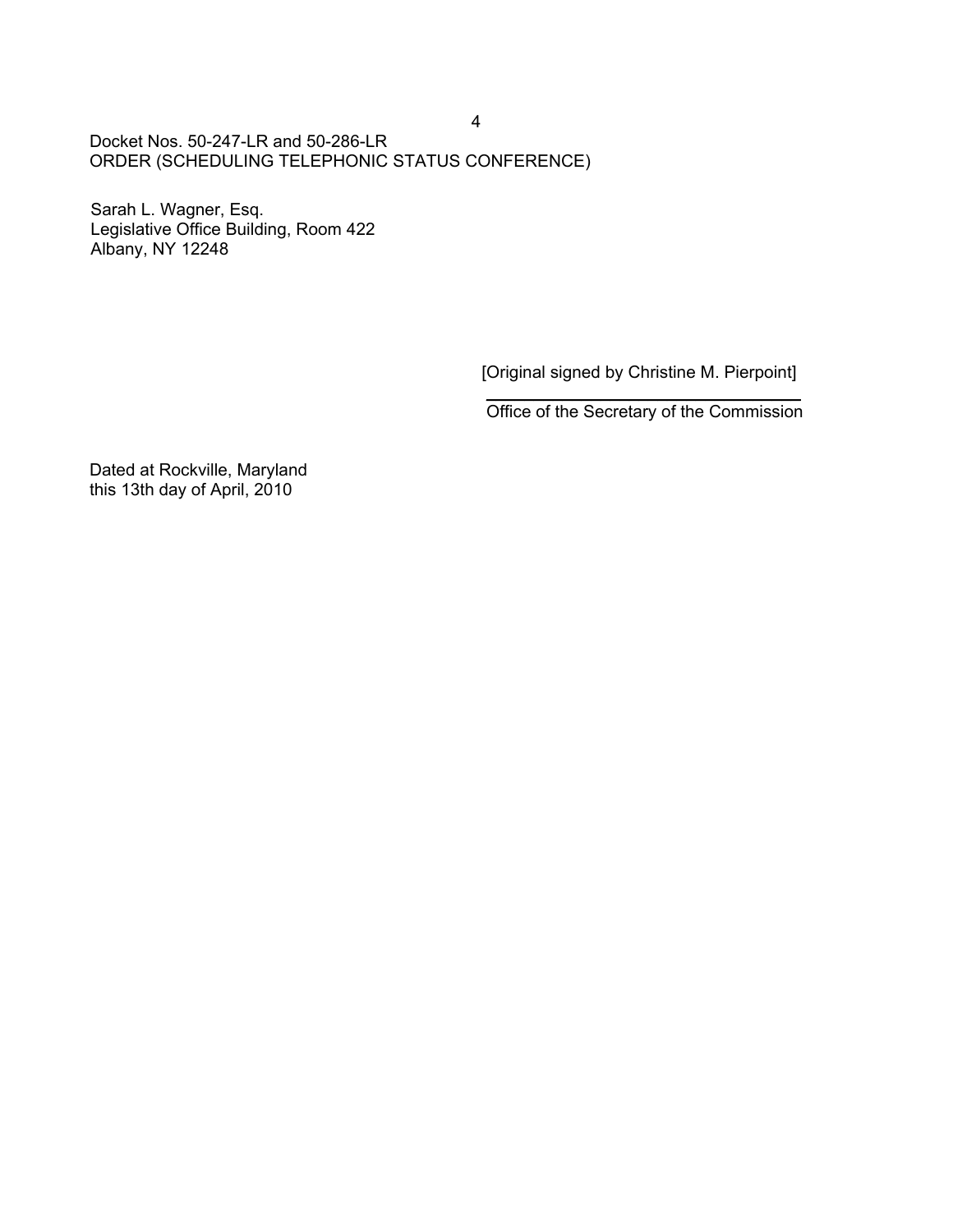Docket Nos. 50-247-LR and 50-286-LR
ORDER (SCHEDULING TELEPHONIC STATUS CONFERENCE)

Sarah L. Wagner, Esq.
Legislative Office Building, Room 422
Albany, NY 12248

[Original signed by Christine M. Pierpoint]

Office of the Secretary of the Commission

Dated at Rockville, Maryland
this 13th day of April, 2010